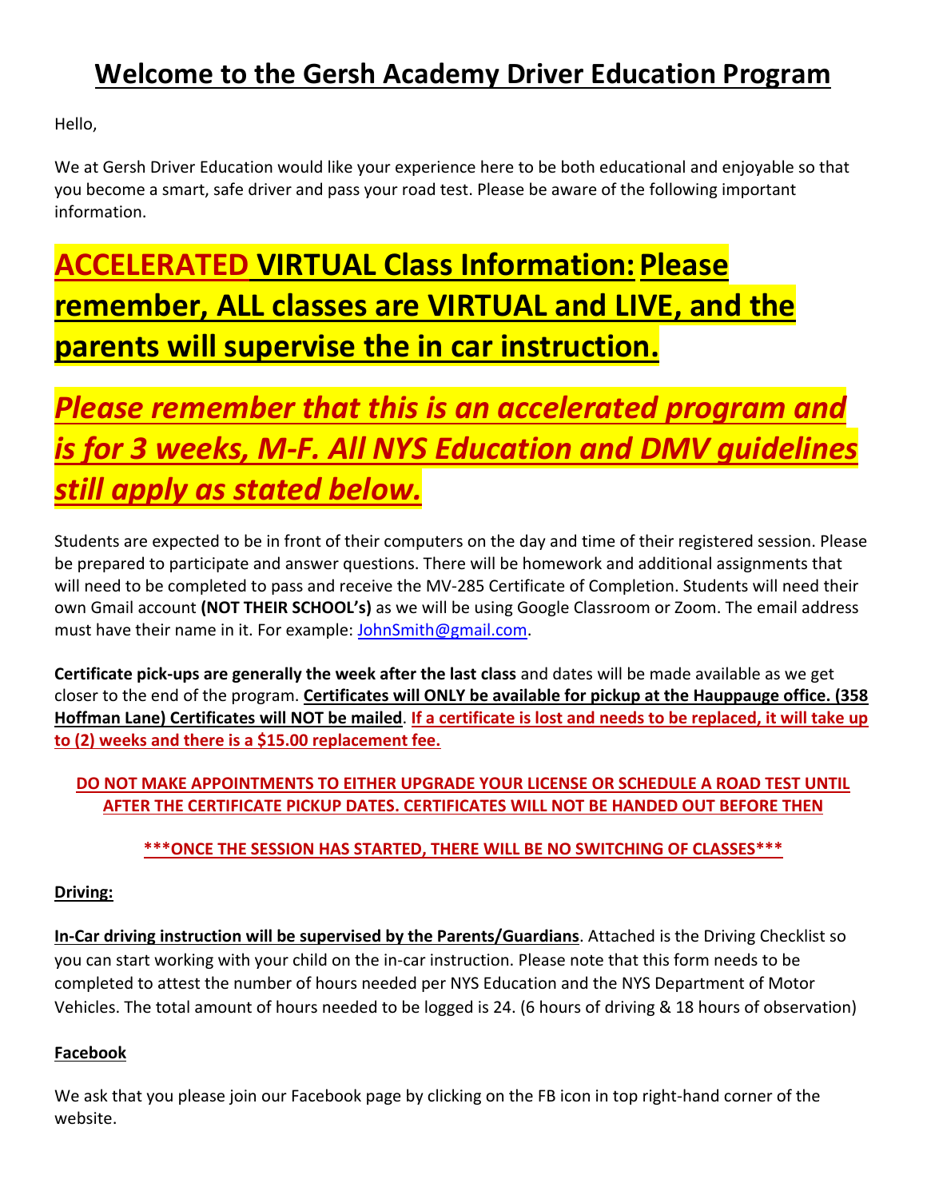# Welcome to the Gersh Academy Driver Education Program

Hello,

We at Gersh Driver Education would like your experience here to be both educational and enjoyable so that you become a smart, safe driver and pass your road test. Please be aware of the following important information.

## ACCELERATED VIRTUAL Class Information: Please remember, ALL classes are VIRTUAL and LIVE, and the parents will supervise the in car instruction.

## *Please remember that this is an accelerated program and is for 3 weeks, M-F. All NYS Education and DMV guidelines still apply as stated below.*

Students are expected to be in front of their computers on the day and time of their registered session. Please be prepared to participate and answer questions. There will be homework and additional assignments that will need to be completed to pass and receive the MV-285 Certificate of Completion. Students will need their own Gmail account **(NOT THEIR SCHOOL's)** as we will be using Google Classroom or Zoom. The email address must have their name in it. For example: JohnSmith@gmail.com.

**Certificate pick-ups are generally the week after the last class** and dates will be made available as we get closer to the end of the program. **Certificates will ONLY be available for pickup at the Hauppauge office. (358 Hoffman Lane) Certificates will NOT be mailed**. **If a certificate is lost and needs to be replaced, it will take up to (2) weeks and there is a $15.00 replacement fee.**

**DO NOT MAKE APPOINTMENTS TO EITHER UPGRADE YOUR LICENSE OR SCHEDULE A ROAD TEST UNTIL AFTER THE CERTIFICATE PICKUP DATES. CERTIFICATES WILL NOT BE HANDED OUT BEFORE THEN**

**\*\*\*ONCE THE SESSION HAS STARTED, THERE WILL BE NO SWITCHING OF CLASSES\*\*\***

**Driving:**

**In-Car driving instruction will be supervised by the Parents/Guardians**. Attached is the Driving Checklist so you can start working with your child on the in-car instruction. Please note that this form needs to be completed to attest the number of hours needed per NYS Education and the NYS Department of Motor Vehicles. The total amount of hours needed to be logged is 24. (6 hours of driving & 18 hours of observation)

**Facebook**

We ask that you please join our Facebook page by clicking on the FB icon in top right-hand corner of the website.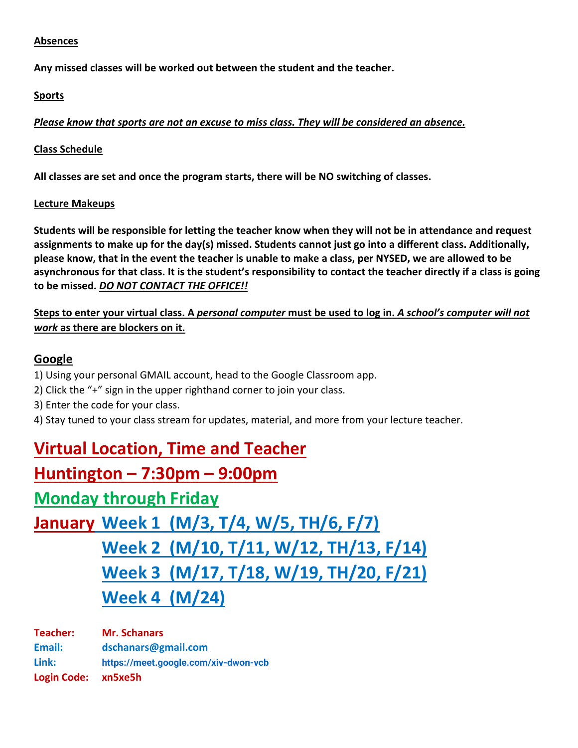**Absences**

**Any missed classes will be worked out between the student and the teacher.**

**Sports**

***Please know that sports are not an excuse to miss class. They will be considered an absence.***

**Class Schedule**

**All classes are set and once the program starts, there will be NO switching of classes.**

**Lecture Makeups**

**Students will be responsible for letting the teacher know when they will not be in attendance and request assignments to make up for the day(s) missed. Students cannot just go into a different class. Additionally, please know, that in the event the teacher is unable to make a class, per NYSED, we are allowed to be asynchronous for that class. It is the student's responsibility to contact the teacher directly if a class is going to be missed. *DO NOT CONTACT THE OFFICE!!***

**Steps to enter your virtual class. A *personal computer* must be used to log in. *A school's computer will not work* as there are blockers on it.**

## Google

1) Using your personal GMAIL account, head to the Google Classroom app.
2) Click the "+" sign in the upper righthand corner to join your class.
3) Enter the code for your class.
4) Stay tuned to your class stream for updates, material, and more from your lecture teacher.

# Virtual Location, Time and Teacher

# Huntington – 7:30pm – 9:00pm

# Monday through Friday

# January Week 1 (M/3, T/4, W/5, TH/6, F/7)

# Week 2 (M/10, T/11, W/12, TH/13, F/14)

# Week 3 (M/17, T/18, W/19, TH/20, F/21)

# Week 4 (M/24)

| | |
|---|---|
| **Teacher:** | **Mr. Schanars** |
| **Email:** | **dschanars@gmail.com** |
| **Link:** | **https://meet.google.com/xiv-dwon-vcb** |
| **Login Code:** | **xn5xe5h** |